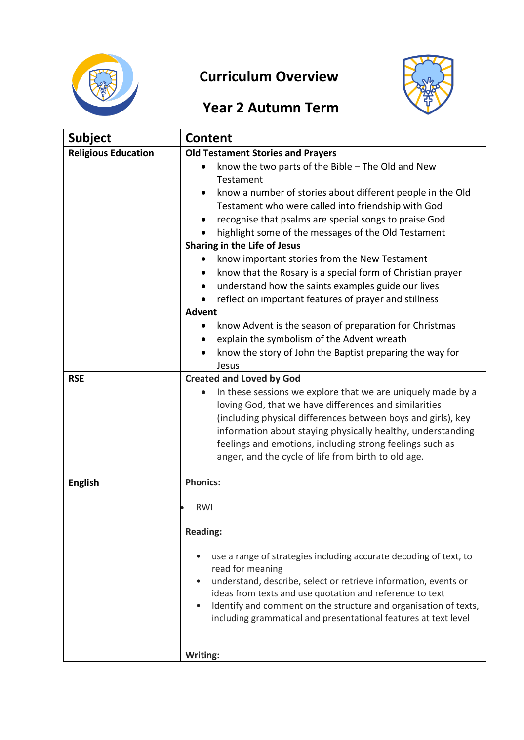# Curriculum Overview

## Year 2 Autumn Term

| Subject | Content |
|---|---|
| **Religious Education** | **Old Testament Stories and Prayers**<br>• know the two parts of the Bible – The Old and New Testament<br>• know a number of stories about different people in the Old Testament who were called into friendship with God<br>• recognise that psalms are special songs to praise God<br>• highlight some of the messages of the Old Testament<br>**Sharing in the Life of Jesus**<br>• know important stories from the New Testament<br>• know that the Rosary is a special form of Christian prayer<br>• understand how the saints examples guide our lives<br>• reflect on important features of prayer and stillness<br>**Advent**<br>• know Advent is the season of preparation for Christmas<br>• explain the symbolism of the Advent wreath<br>• know the story of John the Baptist preparing the way for Jesus |
| **RSE** | **Created and Loved by God**<br>• In these sessions we explore that we are uniquely made by a loving God, that we have differences and similarities (including physical differences between boys and girls), key information about staying physically healthy, understanding feelings and emotions, including strong feelings such as anger, and the cycle of life from birth to old age. |
| **English** | **Phonics:**<br>• RWI<br>**Reading:**<br>• use a range of strategies including accurate decoding of text, to read for meaning<br>• understand, describe, select or retrieve information, events or ideas from texts and use quotation and reference to text<br>• Identify and comment on the structure and organisation of texts, including grammatical and presentational features at text level<br>**Writing:** |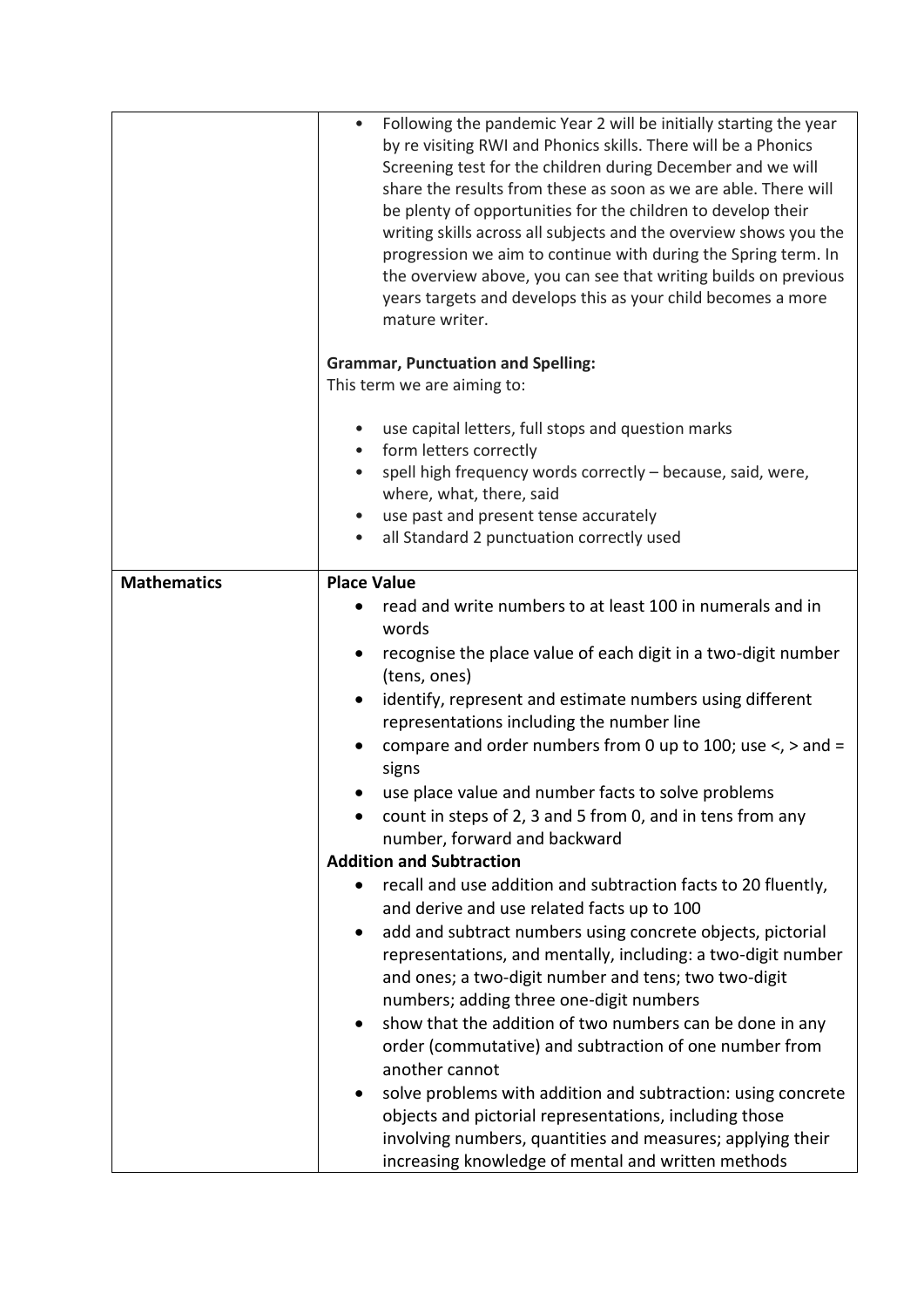| | |
|---|---|
| | • Following the pandemic Year 2 will be initially starting the year by re visiting RWI and Phonics skills. There will be a Phonics Screening test for the children during December and we will share the results from these as soon as we are able. There will be plenty of opportunities for the children to develop their writing skills across all subjects and the overview shows you the progression we aim to continue with during the Spring term. In the overview above, you can see that writing builds on previous years targets and develops this as your child becomes a more mature writer.<br><br>**Grammar, Punctuation and Spelling:**<br>This term we are aiming to:<br><br>• use capital letters, full stops and question marks<br>• form letters correctly<br>• spell high frequency words correctly – because, said, were, where, what, there, said<br>• use past and present tense accurately<br>• all Standard 2 punctuation correctly used |
| **Mathematics** | **Place Value**<br>• read and write numbers to at least 100 in numerals and in words<br>• recognise the place value of each digit in a two-digit number (tens, ones)<br>• identify, represent and estimate numbers using different representations including the number line<br>• compare and order numbers from 0 up to 100; use <, > and = signs<br>• use place value and number facts to solve problems<br>• count in steps of 2, 3 and 5 from 0, and in tens from any number, forward and backward<br>**Addition and Subtraction**<br>• recall and use addition and subtraction facts to 20 fluently, and derive and use related facts up to 100<br>• add and subtract numbers using concrete objects, pictorial representations, and mentally, including: a two-digit number and ones; a two-digit number and tens; two two-digit numbers; adding three one-digit numbers<br>• show that the addition of two numbers can be done in any order (commutative) and subtraction of one number from another cannot<br>• solve problems with addition and subtraction: using concrete objects and pictorial representations, including those involving numbers, quantities and measures; applying their increasing knowledge of mental and written methods |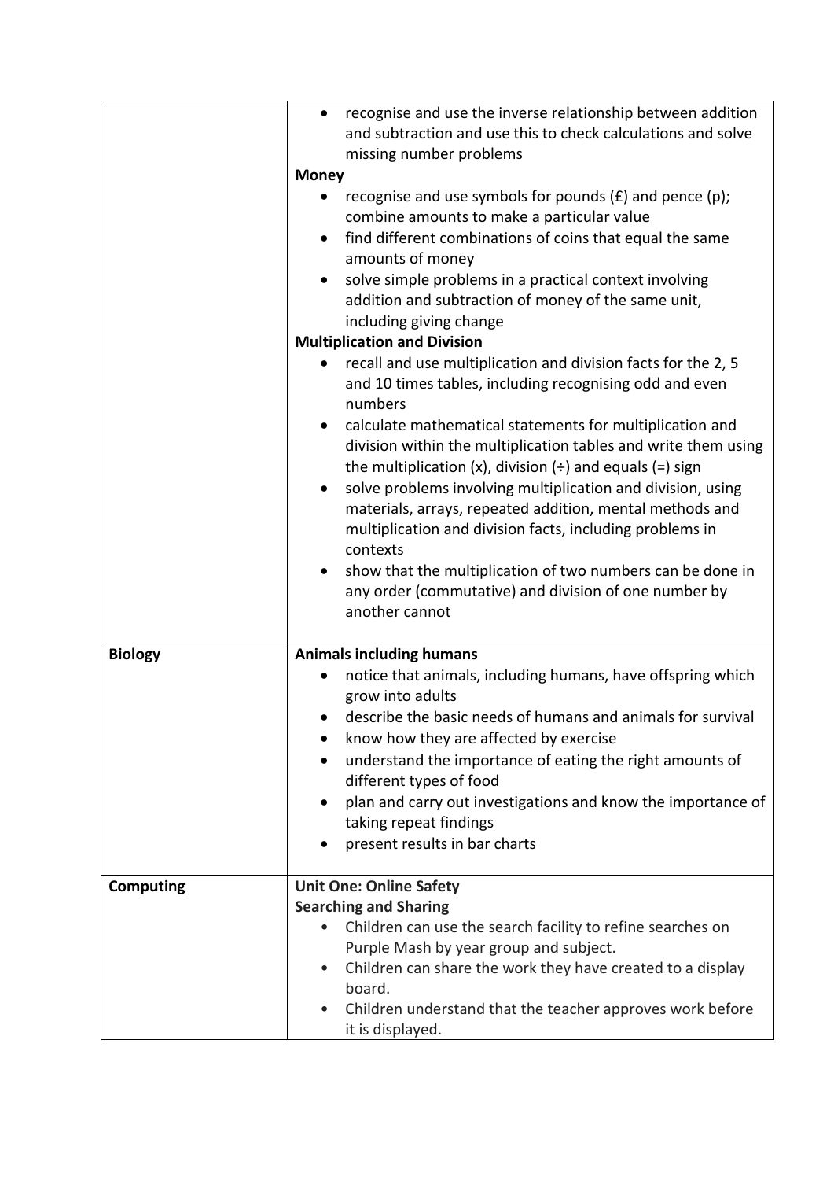| | |
|---|---|
| | • recognise and use the inverse relationship between addition and subtraction and use this to check calculations and solve missing number problems<br>**Money**<br>• recognise and use symbols for pounds (£) and pence (p); combine amounts to make a particular value<br>• find different combinations of coins that equal the same amounts of money<br>• solve simple problems in a practical context involving addition and subtraction of money of the same unit, including giving change<br>**Multiplication and Division**<br>• recall and use multiplication and division facts for the 2, 5 and 10 times tables, including recognising odd and even numbers<br>• calculate mathematical statements for multiplication and division within the multiplication tables and write them using the multiplication (x), division (÷) and equals (=) sign<br>• solve problems involving multiplication and division, using materials, arrays, repeated addition, mental methods and multiplication and division facts, including problems in contexts<br>• show that the multiplication of two numbers can be done in any order (commutative) and division of one number by another cannot |
| **Biology** | **Animals including humans**<br>• notice that animals, including humans, have offspring which grow into adults<br>• describe the basic needs of humans and animals for survival<br>• know how they are affected by exercise<br>• understand the importance of eating the right amounts of different types of food<br>• plan and carry out investigations and know the importance of taking repeat findings<br>• present results in bar charts |
| **Computing** | **Unit One: Online Safety**<br>**Searching and Sharing**<br>• Children can use the search facility to refine searches on Purple Mash by year group and subject.<br>• Children can share the work they have created to a display board.<br>• Children understand that the teacher approves work before it is displayed. |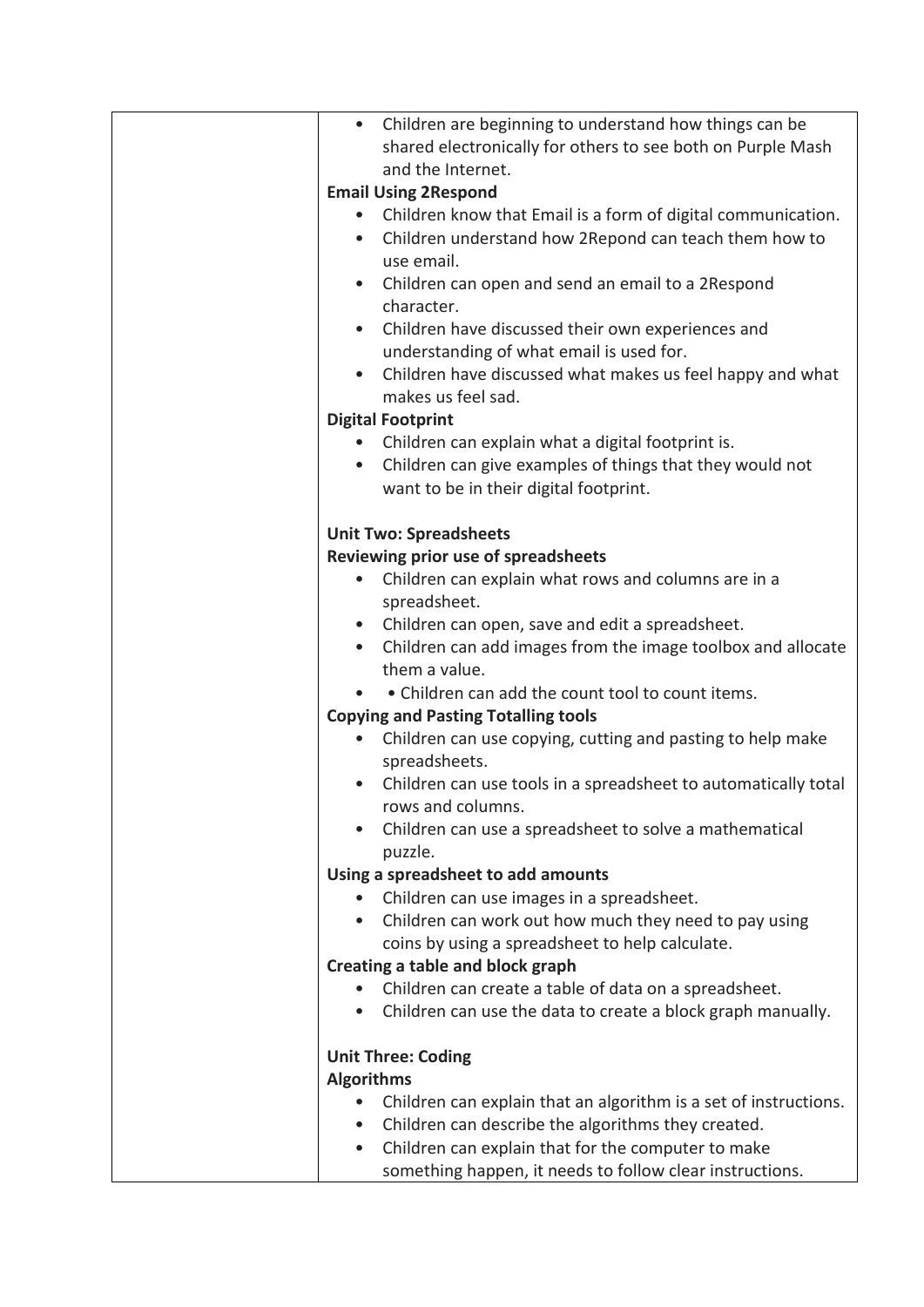| | |
|---|---|
| | • Children are beginning to understand how things can be shared electronically for others to see both on Purple Mash and the Internet.<br>**Email Using 2Respond**<br>• Children know that Email is a form of digital communication.<br>• Children understand how 2Repond can teach them how to use email.<br>• Children can open and send an email to a 2Respond character.<br>• Children have discussed their own experiences and understanding of what email is used for.<br>• Children have discussed what makes us feel happy and what makes us feel sad.<br>**Digital Footprint**<br>• Children can explain what a digital footprint is.<br>• Children can give examples of things that they would not want to be in their digital footprint.<br><br>**Unit Two: Spreadsheets**<br>**Reviewing prior use of spreadsheets**<br>• Children can explain what rows and columns are in a spreadsheet.<br>• Children can open, save and edit a spreadsheet.<br>• Children can add images from the image toolbox and allocate them a value.<br>• • Children can add the count tool to count items.<br>**Copying and Pasting Totalling tools**<br>• Children can use copying, cutting and pasting to help make spreadsheets.<br>• Children can use tools in a spreadsheet to automatically total rows and columns.<br>• Children can use a spreadsheet to solve a mathematical puzzle.<br>**Using a spreadsheet to add amounts**<br>• Children can use images in a spreadsheet.<br>• Children can work out how much they need to pay using coins by using a spreadsheet to help calculate.<br>**Creating a table and block graph**<br>• Children can create a table of data on a spreadsheet.<br>• Children can use the data to create a block graph manually.<br><br>**Unit Three: Coding**<br>**Algorithms**<br>• Children can explain that an algorithm is a set of instructions.<br>• Children can describe the algorithms they created.<br>• Children can explain that for the computer to make something happen, it needs to follow clear instructions. |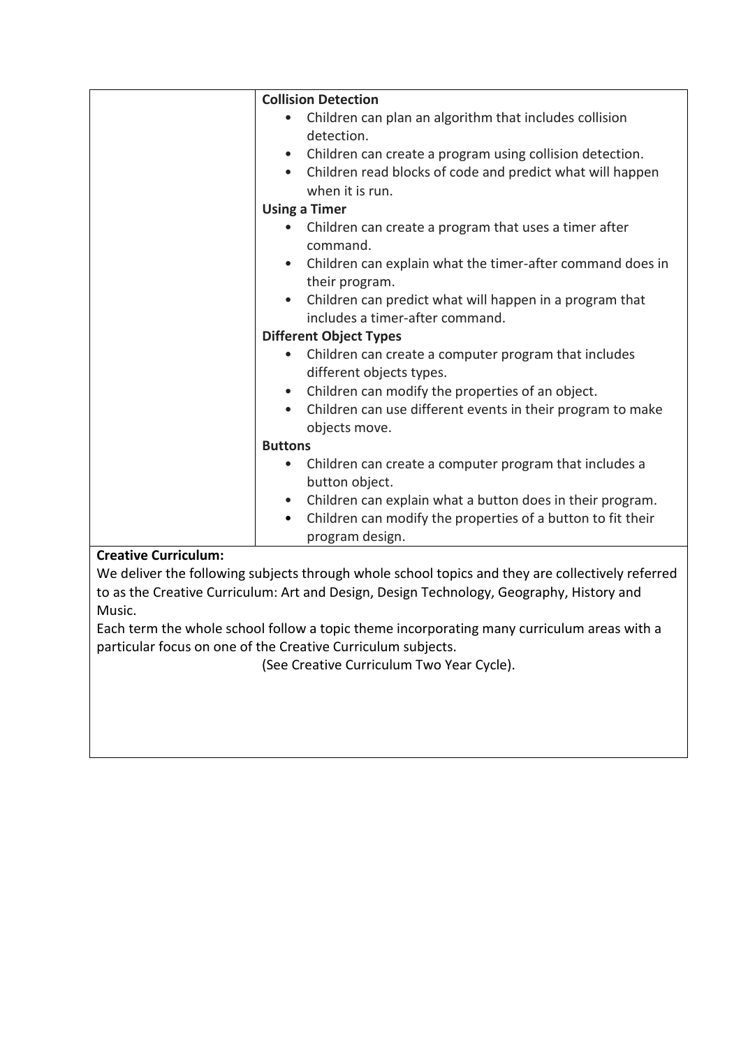| | |
|---|---|
| | **Collision Detection**<br>• Children can plan an algorithm that includes collision detection.<br>• Children can create a program using collision detection.<br>• Children read blocks of code and predict what will happen when it is run.<br>**Using a Timer**<br>• Children can create a program that uses a timer after command.<br>• Children can explain what the timer-after command does in their program.<br>• Children can predict what will happen in a program that includes a timer-after command.<br>**Different Object Types**<br>• Children can create a computer program that includes different objects types.<br>• Children can modify the properties of an object.<br>• Children can use different events in their program to make objects move.<br>**Buttons**<br>• Children can create a computer program that includes a button object.<br>• Children can explain what a button does in their program.<br>• Children can modify the properties of a button to fit their program design. |

**Creative Curriculum:**

We deliver the following subjects through whole school topics and they are collectively referred to as the Creative Curriculum: Art and Design, Design Technology, Geography, History and Music.

Each term the whole school follow a topic theme incorporating many curriculum areas with a particular focus on one of the Creative Curriculum subjects.

(See Creative Curriculum Two Year Cycle).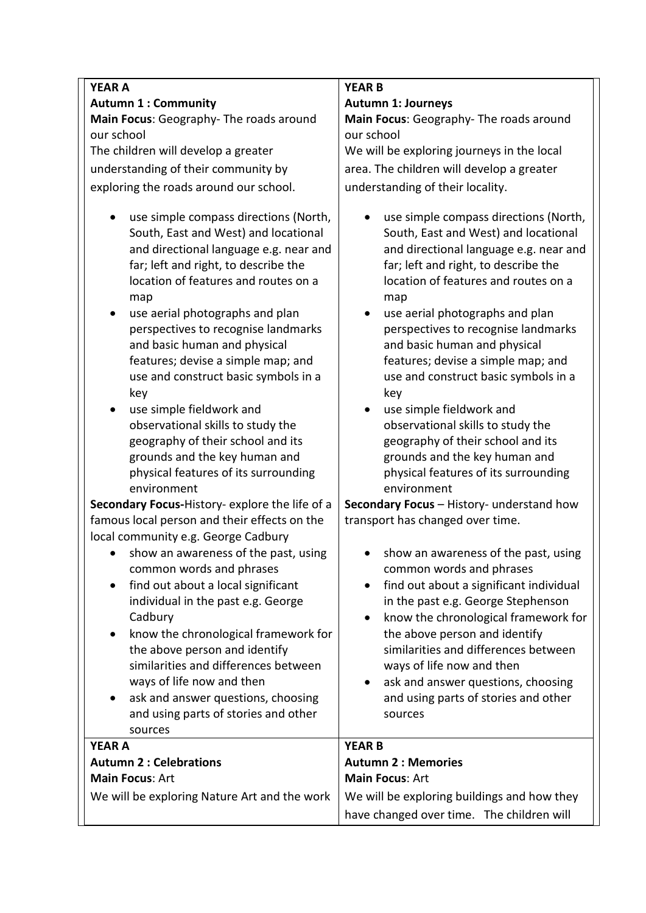| **YEAR A**<br>**Autumn 1 : Community**<br>**Main Focus**: Geography- The roads around our school<br>The children will develop a greater understanding of their community by exploring the roads around our school.<br>• use simple compass directions (North, South, East and West) and locational and directional language e.g. near and far; left and right, to describe the location of features and routes on a map<br>• use aerial photographs and plan perspectives to recognise landmarks and basic human and physical features; devise a simple map; and use and construct basic symbols in a key<br>• use simple fieldwork and observational skills to study the geography of their school and its grounds and the key human and physical features of its surrounding environment<br>**Secondary Focus-**History- explore the life of a famous local person and their effects on the local community e.g. George Cadbury<br>• show an awareness of the past, using common words and phrases<br>• find out about a local significant individual in the past e.g. George Cadbury<br>• know the chronological framework for the above person and identify similarities and differences between ways of life now and then<br>• ask and answer questions, choosing and using parts of stories and other sources | **YEAR B**<br>**Autumn 1: Journeys**<br>**Main Focus**: Geography- The roads around our school<br>We will be exploring journeys in the local area. The children will develop a greater understanding of their locality.<br>• use simple compass directions (North, South, East and West) and locational and directional language e.g. near and far; left and right, to describe the location of features and routes on a map<br>• use aerial photographs and plan perspectives to recognise landmarks and basic human and physical features; devise a simple map; and use and construct basic symbols in a key<br>• use simple fieldwork and observational skills to study the geography of their school and its grounds and the key human and physical features of its surrounding environment<br>**Secondary Focus** – History- understand how transport has changed over time.<br>• show an awareness of the past, using common words and phrases<br>• find out about a significant individual in the past e.g. George Stephenson<br>• know the chronological framework for the above person and identify similarities and differences between ways of life now and then<br>• ask and answer questions, choosing and using parts of stories and other sources |
|---|---|
| **YEAR A**<br>**Autumn 2 : Celebrations**<br>**Main Focus**: Art<br>We will be exploring Nature Art and the work | **YEAR B**<br>**Autumn 2 : Memories**<br>**Main Focus**: Art<br>We will be exploring buildings and how they have changed over time. The children will |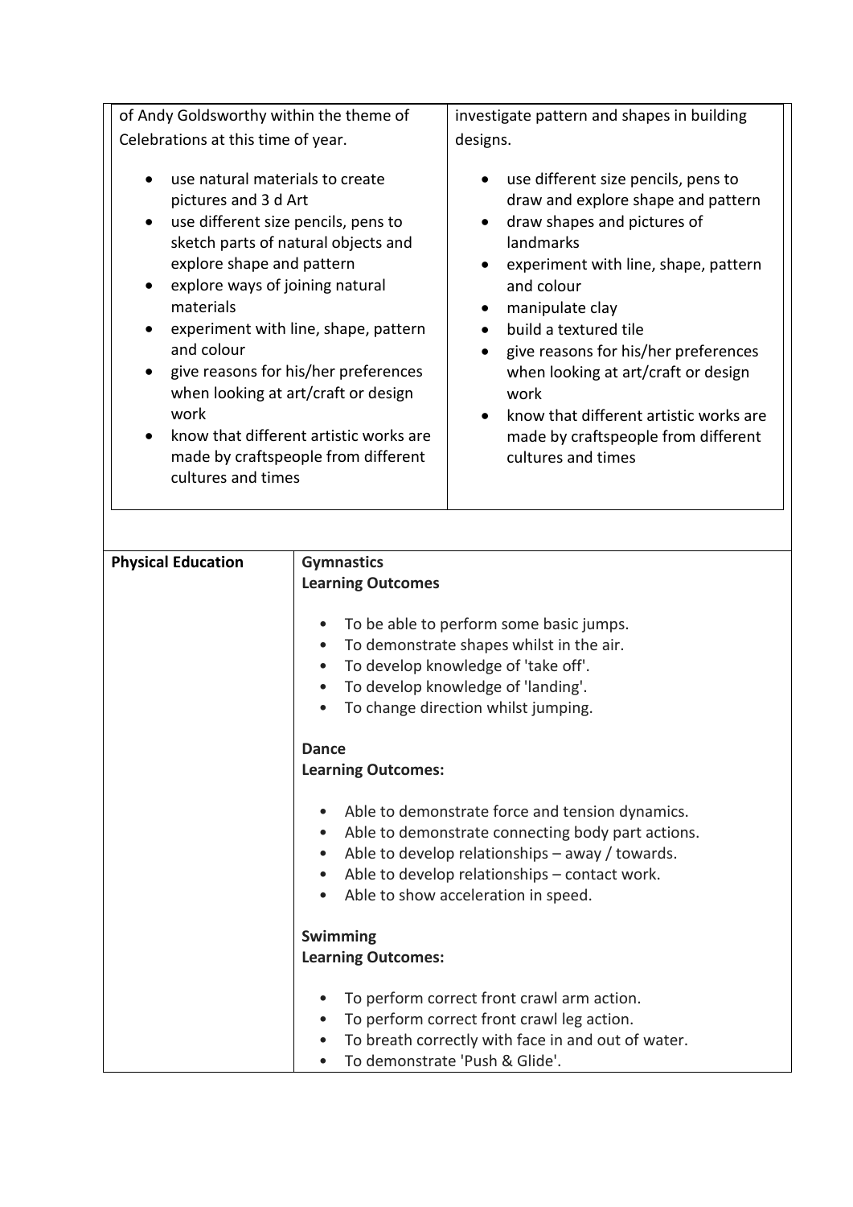| of Andy Goldsworthy within the theme of Celebrations at this time of year.<br><br>• use natural materials to create pictures and 3 d Art<br>• use different size pencils, pens to sketch parts of natural objects and explore shape and pattern<br>• explore ways of joining natural materials<br>• experiment with line, shape, pattern and colour<br>• give reasons for his/her preferences when looking at art/craft or design work<br>• know that different artistic works are made by craftspeople from different cultures and times | investigate pattern and shapes in building designs.<br><br>• use different size pencils, pens to draw and explore shape and pattern<br>• draw shapes and pictures of landmarks<br>• experiment with line, shape, pattern and colour<br>• manipulate clay<br>• build a textured tile<br>• give reasons for his/her preferences when looking at art/craft or design work<br>• know that different artistic works are made by craftspeople from different cultures and times |
|---|---|

| **Physical Education** | **Gymnastics**<br>**Learning Outcomes**<br><br>• To be able to perform some basic jumps.<br>• To demonstrate shapes whilst in the air.<br>• To develop knowledge of 'take off'.<br>• To develop knowledge of 'landing'.<br>• To change direction whilst jumping.<br><br>**Dance**<br>**Learning Outcomes:**<br><br>• Able to demonstrate force and tension dynamics.<br>• Able to demonstrate connecting body part actions.<br>• Able to develop relationships – away / towards.<br>• Able to develop relationships – contact work.<br>• Able to show acceleration in speed.<br><br>**Swimming**<br>**Learning Outcomes:**<br><br>• To perform correct front crawl arm action.<br>• To perform correct front crawl leg action.<br>• To breath correctly with face in and out of water.<br>• To demonstrate 'Push & Glide'. |
|---|---|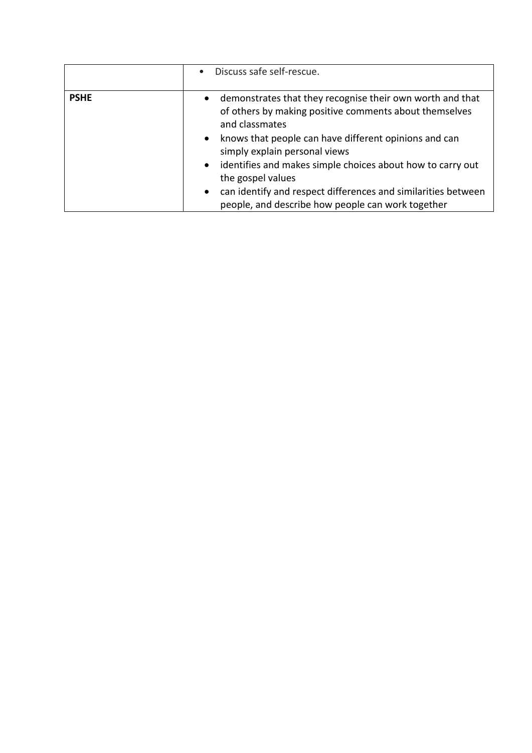| | |
|---|---|
| | • Discuss safe self-rescue. |
| **PSHE** | • demonstrates that they recognise their own worth and that of others by making positive comments about themselves and classmates<br>• knows that people can have different opinions and can simply explain personal views<br>• identifies and makes simple choices about how to carry out the gospel values<br>• can identify and respect differences and similarities between people, and describe how people can work together |